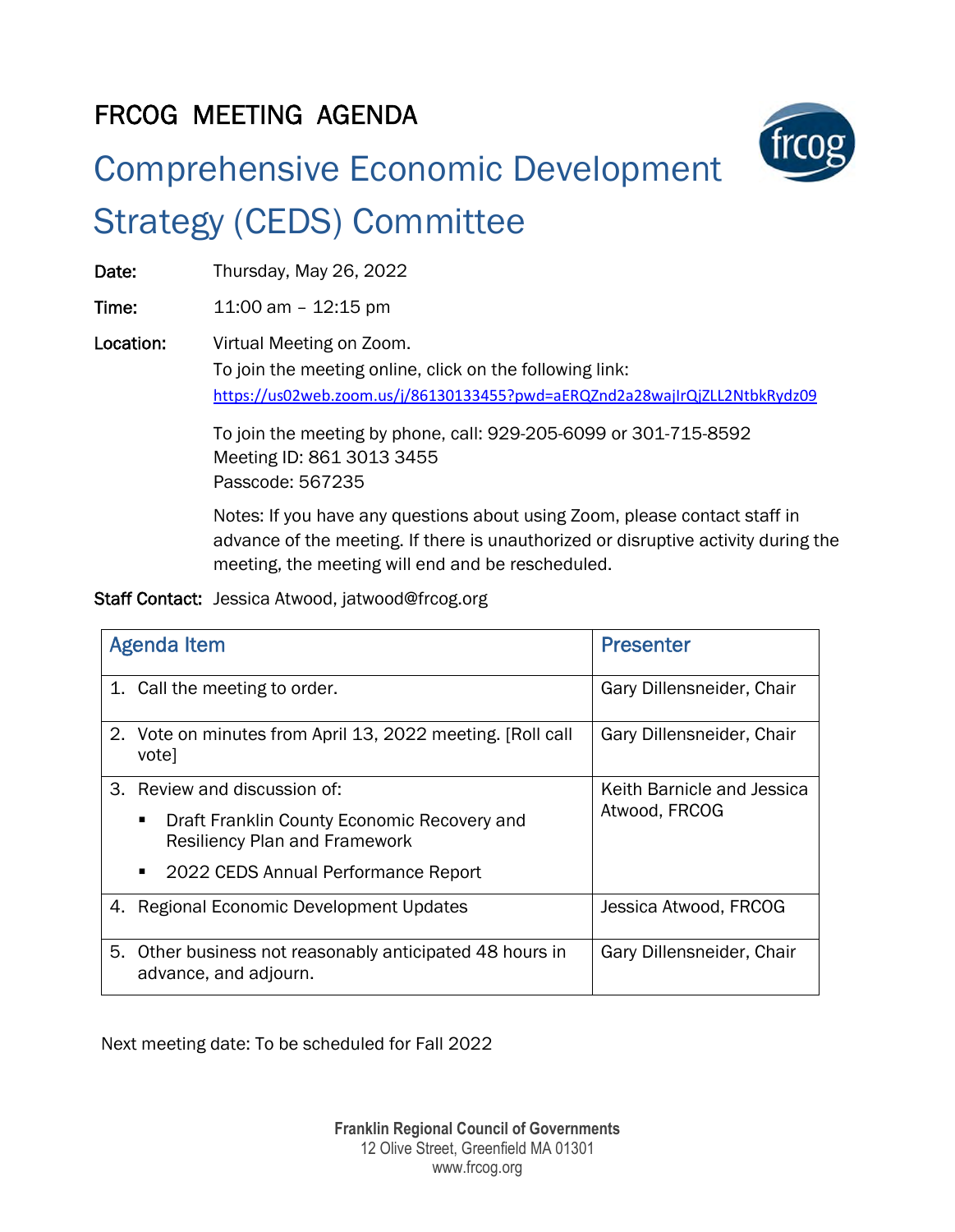# FRCOG MEETING AGENDA

## Comprehensive Economic Development Strategy (CEDS) Committee

**Date:** Thursday, May 26, 2022

**Time:** 11:00 am – 12:15 pm

**Location:** Virtual Meeting on Zoom.
To join the meeting online, click on the following link:
https://us02web.zoom.us/j/86130133455?pwd=aERQZnd2a28wajlrQjZLL2NtbkRydz09

To join the meeting by phone, call: 929-205-6099 or 301-715-8592
Meeting ID: 861 3013 3455
Passcode: 567235

Notes: If you have any questions about using Zoom, please contact staff in advance of the meeting. If there is unauthorized or disruptive activity during the meeting, the meeting will end and be rescheduled.

**Staff Contact:** Jessica Atwood, jatwood@frcog.org

| Agenda Item | Presenter |
|---|---|
| 1. Call the meeting to order. | Gary Dillensneider, Chair |
| 2. Vote on minutes from April 13, 2022 meeting. [Roll call vote] | Gary Dillensneider, Chair |
| 3. Review and discussion of:<br>▪ Draft Franklin County Economic Recovery and Resiliency Plan and Framework<br>▪ 2022 CEDS Annual Performance Report | Keith Barnicle and Jessica Atwood, FRCOG |
| 4. Regional Economic Development Updates | Jessica Atwood, FRCOG |
| 5. Other business not reasonably anticipated 48 hours in advance, and adjourn. | Gary Dillensneider, Chair |

Next meeting date: To be scheduled for Fall 2022

**Franklin Regional Council of Governments**
12 Olive Street, Greenfield MA 01301
www.frcog.org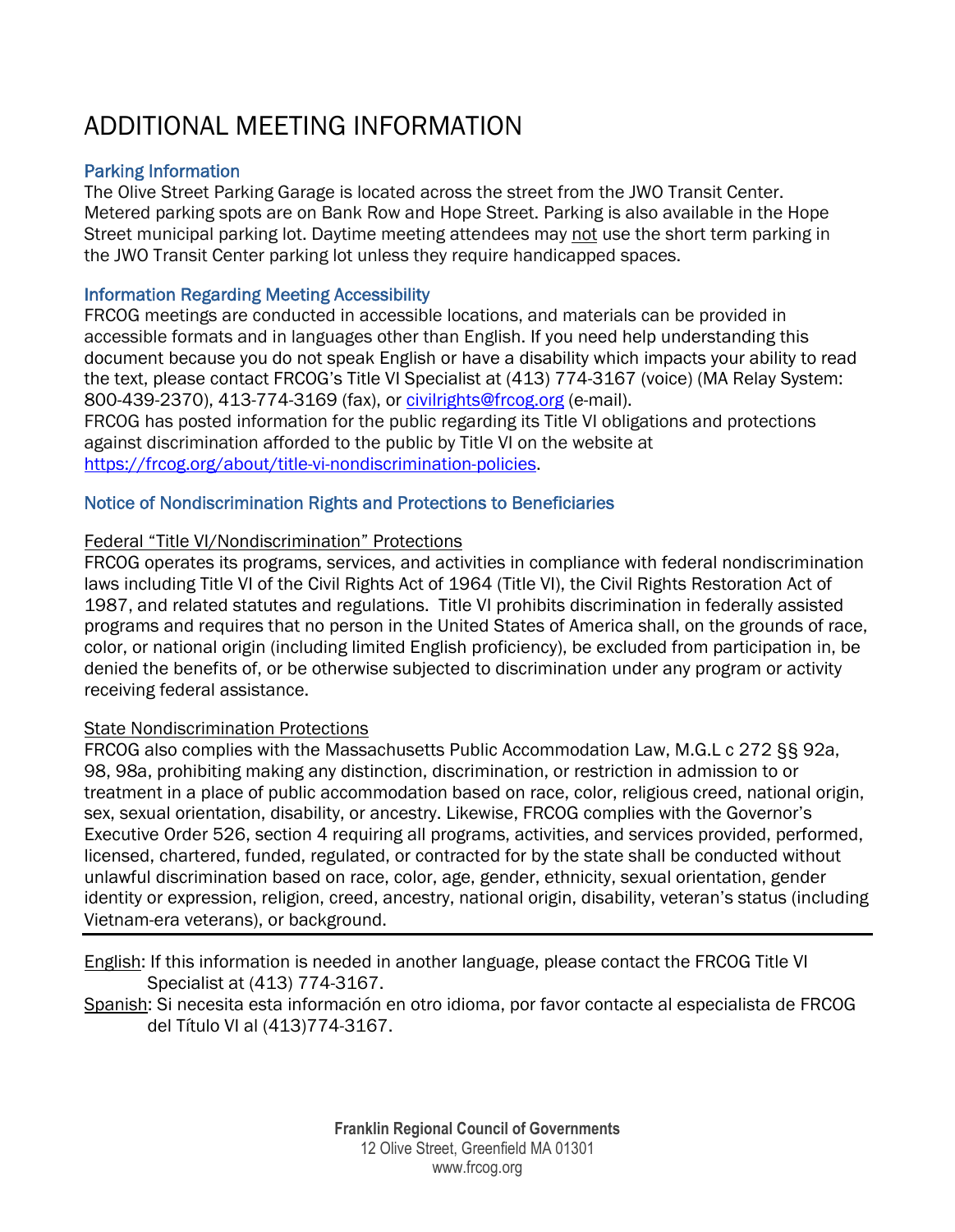# ADDITIONAL MEETING INFORMATION

### Parking Information

The Olive Street Parking Garage is located across the street from the JWO Transit Center. Metered parking spots are on Bank Row and Hope Street. Parking is also available in the Hope Street municipal parking lot. Daytime meeting attendees may not use the short term parking in the JWO Transit Center parking lot unless they require handicapped spaces.

### Information Regarding Meeting Accessibility

FRCOG meetings are conducted in accessible locations, and materials can be provided in accessible formats and in languages other than English. If you need help understanding this document because you do not speak English or have a disability which impacts your ability to read the text, please contact FRCOG's Title VI Specialist at (413) 774-3167 (voice) (MA Relay System: 800-439-2370), 413-774-3169 (fax), or civilrights@frcog.org (e-mail).
FRCOG has posted information for the public regarding its Title VI obligations and protections against discrimination afforded to the public by Title VI on the website at https://frcog.org/about/title-vi-nondiscrimination-policies.

### Notice of Nondiscrimination Rights and Protections to Beneficiaries

Federal "Title VI/Nondiscrimination" Protections

FRCOG operates its programs, services, and activities in compliance with federal nondiscrimination laws including Title VI of the Civil Rights Act of 1964 (Title VI), the Civil Rights Restoration Act of 1987, and related statutes and regulations. Title VI prohibits discrimination in federally assisted programs and requires that no person in the United States of America shall, on the grounds of race, color, or national origin (including limited English proficiency), be excluded from participation in, be denied the benefits of, or be otherwise subjected to discrimination under any program or activity receiving federal assistance.

State Nondiscrimination Protections

FRCOG also complies with the Massachusetts Public Accommodation Law, M.G.L c 272 §§ 92a, 98, 98a, prohibiting making any distinction, discrimination, or restriction in admission to or treatment in a place of public accommodation based on race, color, religious creed, national origin, sex, sexual orientation, disability, or ancestry. Likewise, FRCOG complies with the Governor's Executive Order 526, section 4 requiring all programs, activities, and services provided, performed, licensed, chartered, funded, regulated, or contracted for by the state shall be conducted without unlawful discrimination based on race, color, age, gender, ethnicity, sexual orientation, gender identity or expression, religion, creed, ancestry, national origin, disability, veteran's status (including Vietnam-era veterans), or background.

---

English: If this information is needed in another language, please contact the FRCOG Title VI Specialist at (413) 774-3167.

Spanish: Si necesita esta información en otro idioma, por favor contacte al especialista de FRCOG del Título VI al (413)774-3167.

**Franklin Regional Council of Governments**
12 Olive Street, Greenfield MA 01301
www.frcog.org